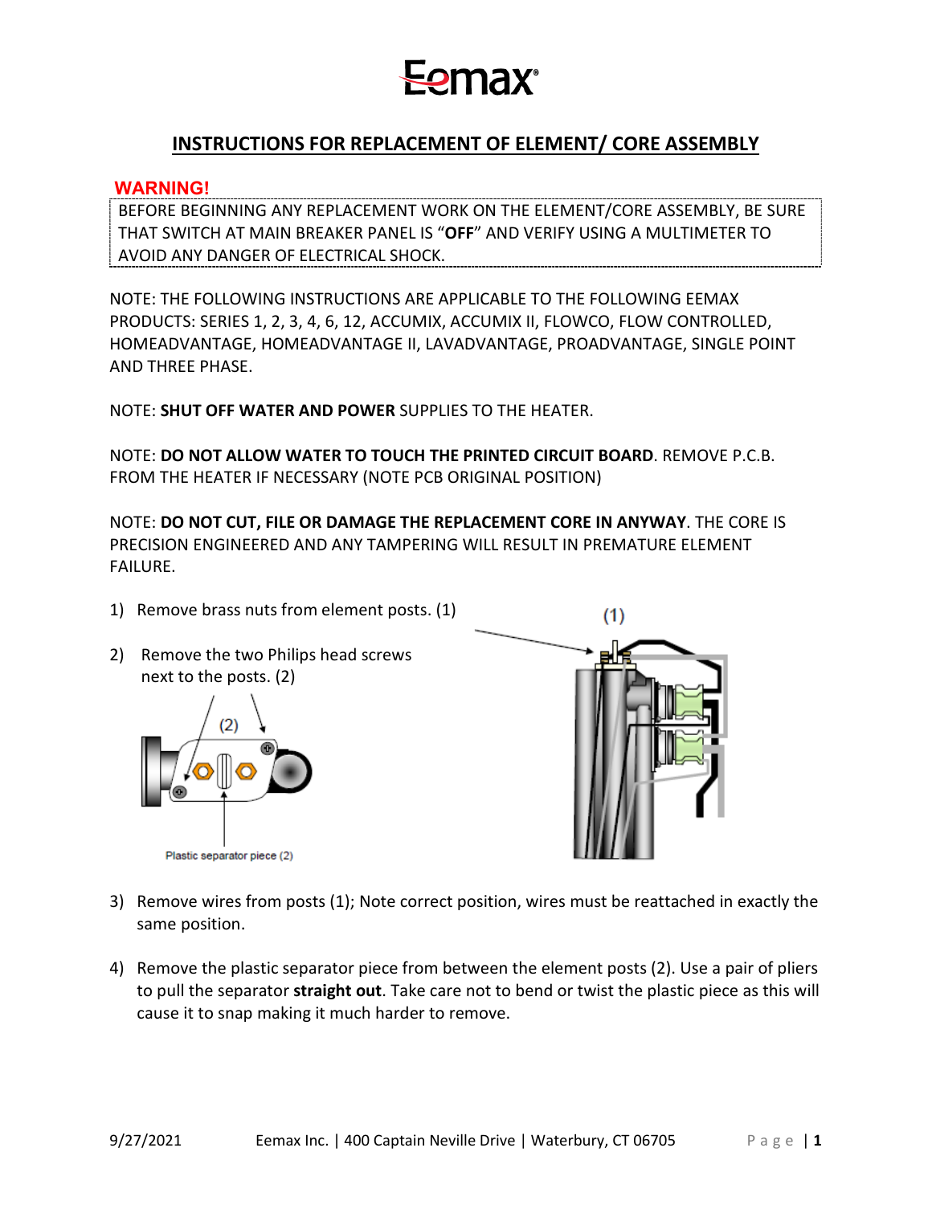# INSTRUCTIONS FOR REPLACEMENT OF ELEMENT/ CORE ASSEMBLY

**WARNING!**

BEFORE BEGINNING ANY REPLACEMENT WORK ON THE ELEMENT/CORE ASSEMBLY, BE SURE THAT SWITCH AT MAIN BREAKER PANEL IS "**OFF**" AND VERIFY USING A MULTIMETER TO AVOID ANY DANGER OF ELECTRICAL SHOCK.

NOTE: THE FOLLOWING INSTRUCTIONS ARE APPLICABLE TO THE FOLLOWING EEMAX PRODUCTS: SERIES 1, 2, 3, 4, 6, 12, ACCUMIX, ACCUMIX II, FLOWCO, FLOW CONTROLLED, HOMEADVANTAGE, HOMEADVANTAGE II, LAVADVANTAGE, PROADVANTAGE, SINGLE POINT AND THREE PHASE.

NOTE: **SHUT OFF WATER AND POWER** SUPPLIES TO THE HEATER.

NOTE: **DO NOT ALLOW WATER TO TOUCH THE PRINTED CIRCUIT BOARD**. REMOVE P.C.B. FROM THE HEATER IF NECESSARY (NOTE PCB ORIGINAL POSITION)

NOTE: **DO NOT CUT, FILE OR DAMAGE THE REPLACEMENT CORE IN ANYWAY**. THE CORE IS PRECISION ENGINEERED AND ANY TAMPERING WILL RESULT IN PREMATURE ELEMENT FAILURE.

1) Remove brass nuts from element posts. (1)
2) Remove the two Philips head screws next to the posts. (2)

(1)

(2)

Plastic separator piece (2)

3) Remove wires from posts (1); Note correct position, wires must be reattached in exactly the same position.
4) Remove the plastic separator piece from between the element posts (2). Use a pair of pliers to pull the separator **straight out**. Take care not to bend or twist the plastic piece as this will cause it to snap making it much harder to remove.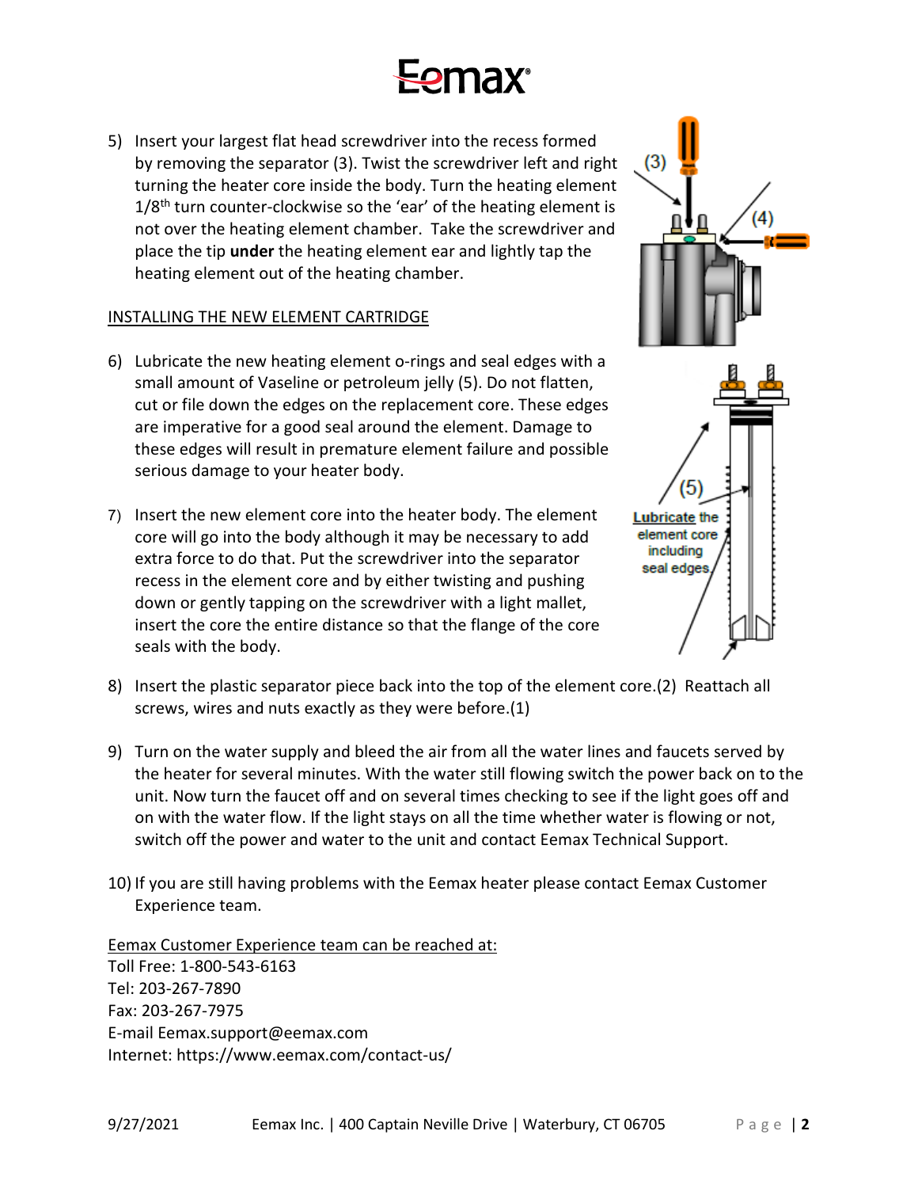5) Insert your largest flat head screwdriver into the recess formed by removing the separator (3). Twist the screwdriver left and right turning the heater core inside the body. Turn the heating element 1/8th turn counter-clockwise so the 'ear' of the heating element is not over the heating element chamber. Take the screwdriver and place the tip **under** the heating element ear and lightly tap the heating element out of the heating chamber.

INSTALLING THE NEW ELEMENT CARTRIDGE

6) Lubricate the new heating element o-rings and seal edges with a small amount of Vaseline or petroleum jelly (5). Do not flatten, cut or file down the edges on the replacement core. These edges are imperative for a good seal around the element. Damage to these edges will result in premature element failure and possible serious damage to your heater body.

7) Insert the new element core into the heater body. The element core will go into the body although it may be necessary to add extra force to do that. Put the screwdriver into the separator recess in the element core and by either twisting and pushing down or gently tapping on the screwdriver with a light mallet, insert the core the entire distance so that the flange of the core seals with the body.

(3)

(4)

(5)

Lubricate the element core including seal edges

8) Insert the plastic separator piece back into the top of the element core.(2) Reattach all screws, wires and nuts exactly as they were before.(1)

9) Turn on the water supply and bleed the air from all the water lines and faucets served by the heater for several minutes. With the water still flowing switch the power back on to the unit. Now turn the faucet off and on several times checking to see if the light goes off and on with the water flow. If the light stays on all the time whether water is flowing or not, switch off the power and water to the unit and contact Eemax Technical Support.

10) If you are still having problems with the Eemax heater please contact Eemax Customer Experience team.

Eemax Customer Experience team can be reached at:
Toll Free: 1-800-543-6163
Tel: 203-267-7890
Fax: 203-267-7975
E-mail Eemax.support@eemax.com
Internet: https://www.eemax.com/contact-us/